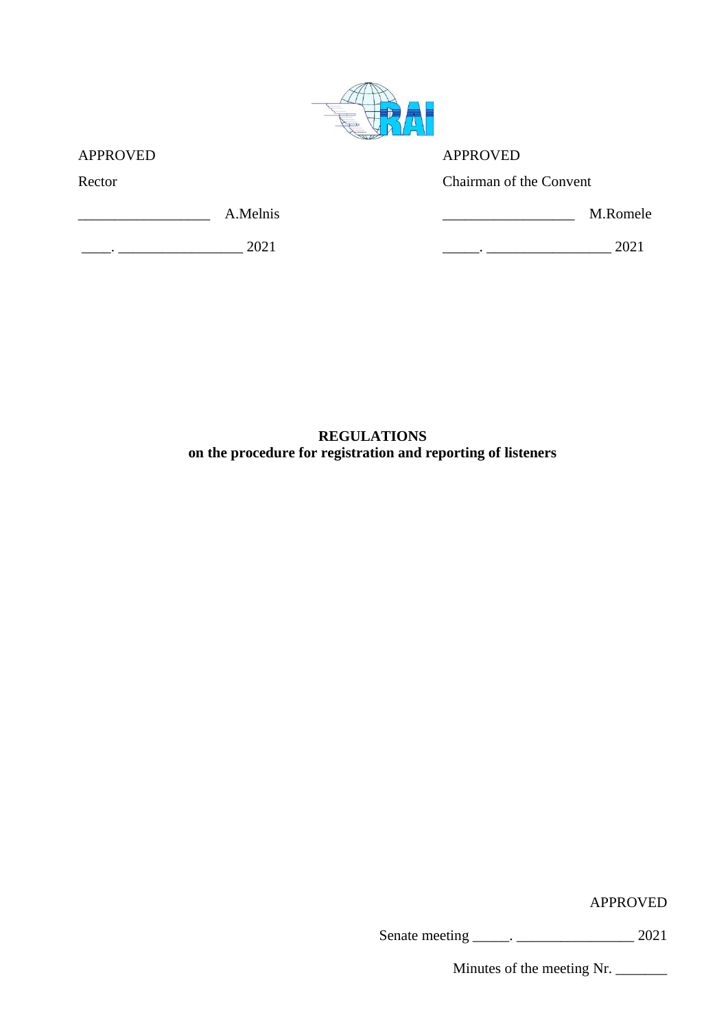| APPROVED | APPROVED |
|---|---|
| Rector | Chairman of the Convent |
| __________________ A.Melnis | __________________ M.Romele |
| ____. _________________ 2021 | _____. _________________ 2021 |

**REGULATIONS**
**on the procedure for registration and reporting of listeners**

APPROVED

Senate meeting _____. ________________ 2021

Minutes of the meeting Nr. _______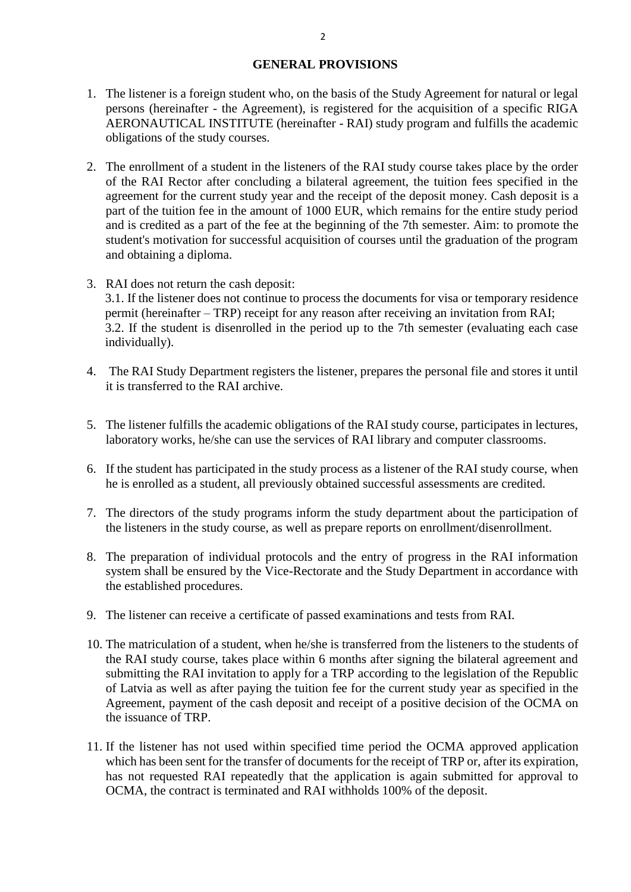## GENERAL PROVISIONS

1. The listener is a foreign student who, on the basis of the Study Agreement for natural or legal persons (hereinafter - the Agreement), is registered for the acquisition of a specific RIGA AERONAUTICAL INSTITUTE (hereinafter - RAI) study program and fulfills the academic obligations of the study courses.

2. The enrollment of a student in the listeners of the RAI study course takes place by the order of the RAI Rector after concluding a bilateral agreement, the tuition fees specified in the agreement for the current study year and the receipt of the deposit money. Cash deposit is a part of the tuition fee in the amount of 1000 EUR, which remains for the entire study period and is credited as a part of the fee at the beginning of the 7th semester. Aim: to promote the student's motivation for successful acquisition of courses until the graduation of the program and obtaining a diploma.

3. RAI does not return the cash deposit:
   3.1. If the listener does not continue to process the documents for visa or temporary residence permit (hereinafter – TRP) receipt for any reason after receiving an invitation from RAI;
   3.2. If the student is disenrolled in the period up to the 7th semester (evaluating each case individually).

4. The RAI Study Department registers the listener, prepares the personal file and stores it until it is transferred to the RAI archive.

5. The listener fulfills the academic obligations of the RAI study course, participates in lectures, laboratory works, he/she can use the services of RAI library and computer classrooms.

6. If the student has participated in the study process as a listener of the RAI study course, when he is enrolled as a student, all previously obtained successful assessments are credited.

7. The directors of the study programs inform the study department about the participation of the listeners in the study course, as well as prepare reports on enrollment/disenrollment.

8. The preparation of individual protocols and the entry of progress in the RAI information system shall be ensured by the Vice-Rectorate and the Study Department in accordance with the established procedures.

9. The listener can receive a certificate of passed examinations and tests from RAI.

10. The matriculation of a student, when he/she is transferred from the listeners to the students of the RAI study course, takes place within 6 months after signing the bilateral agreement and submitting the RAI invitation to apply for a TRP according to the legislation of the Republic of Latvia as well as after paying the tuition fee for the current study year as specified in the Agreement, payment of the cash deposit and receipt of a positive decision of the OCMA on the issuance of TRP.

11. If the listener has not used within specified time period the OCMA approved application which has been sent for the transfer of documents for the receipt of TRP or, after its expiration, has not requested RAI repeatedly that the application is again submitted for approval to OCMA, the contract is terminated and RAI withholds 100% of the deposit.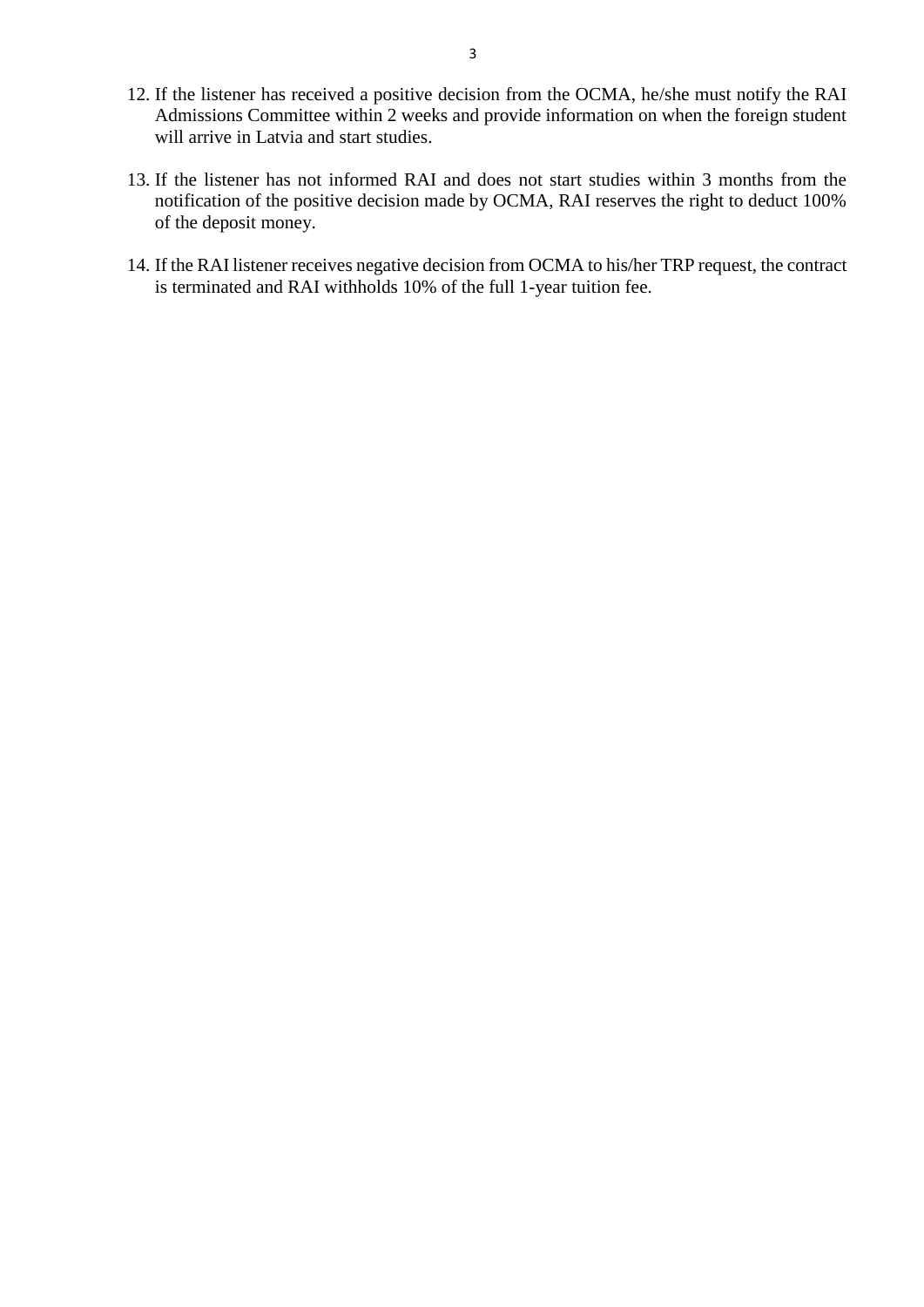12. If the listener has received a positive decision from the OCMA, he/she must notify the RAI Admissions Committee within 2 weeks and provide information on when the foreign student will arrive in Latvia and start studies.

13. If the listener has not informed RAI and does not start studies within 3 months from the notification of the positive decision made by OCMA, RAI reserves the right to deduct 100% of the deposit money.

14. If the RAI listener receives negative decision from OCMA to his/her TRP request, the contract is terminated and RAI withholds 10% of the full 1-year tuition fee.